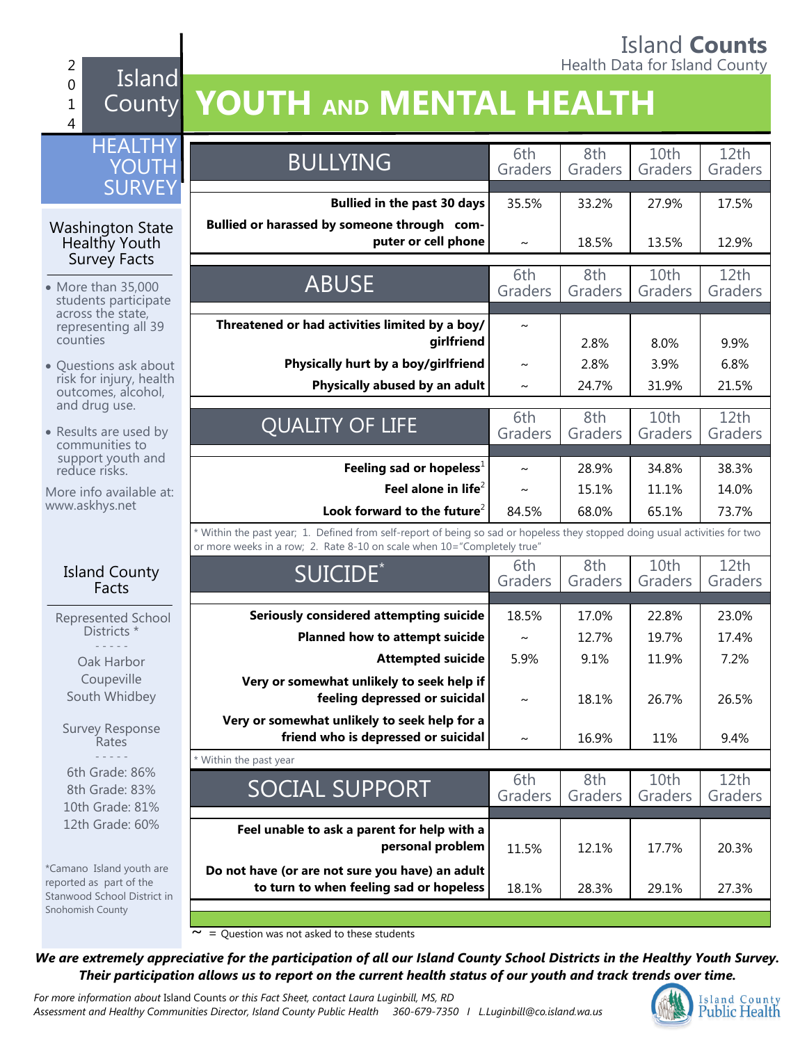Island **Counts**
Health Data for Island County

2014 Island County

# YOUTH AND MENTAL HEALTH

## HEALTHY YOUTH SURVEY

### Washington State Healthy Youth Survey Facts

- More than 35,000 students participate across the state, representing all 39 counties
- Questions ask about risk for injury, health outcomes, alcohol, and drug use.
- Results are used by communities to support youth and reduce risks.

More info available at: www.askhys.net

### Island County Facts

Represented School Districts *

Oak Harbor
Coupeville
South Whidbey

Survey Response Rates

6th Grade: 86%
8th Grade: 83%
10th Grade: 81%
12th Grade: 60%

*Camano Island youth are reported as part of the Stanwood School District in Snohomish County

| BULLYING | 6th Graders | 8th Graders | 10th Graders | 12th Graders |
|---|---|---|---|---|
| **Bullied in the past 30 days** | 35.5% | 33.2% | 27.9% | 17.5% |
| **Bullied or harassed by someone through computer or cell phone** | ~ | 18.5% | 13.5% | 12.9% |

| ABUSE | 6th Graders | 8th Graders | 10th Graders | 12th Graders |
|---|---|---|---|---|
| **Threatened or had activities limited by a boy/girlfriend** | ~ | 2.8% | 8.0% | 9.9% |
| **Physically hurt by a boy/girlfriend** | ~ | 2.8% | 3.9% | 6.8% |
| **Physically abused by an adult** | ~ | 24.7% | 31.9% | 21.5% |

| QUALITY OF LIFE | 6th Graders | 8th Graders | 10th Graders | 12th Graders |
|---|---|---|---|---|
| **Feeling sad or hopeless**[1] | ~ | 28.9% | 34.8% | 38.3% |
| **Feel alone in life**[2] | ~ | 15.1% | 11.1% | 14.0% |
| **Look forward to the future**[2] | 84.5% | 68.0% | 65.1% | 73.7% |

* Within the past year; 1. Defined from self-report of being so sad or hopeless they stopped doing usual activities for two or more weeks in a row; 2. Rate 8-10 on scale when 10="Completely true"

| SUICIDE* | 6th Graders | 8th Graders | 10th Graders | 12th Graders |
|---|---|---|---|---|
| **Seriously considered attempting suicide** | 18.5% | 17.0% | 22.8% | 23.0% |
| **Planned how to attempt suicide** | ~ | 12.7% | 19.7% | 17.4% |
| **Attempted suicide** | 5.9% | 9.1% | 11.9% | 7.2% |
| **Very or somewhat unlikely to seek help if feeling depressed or suicidal** | ~ | 18.1% | 26.7% | 26.5% |
| **Very or somewhat unlikely to seek help for a friend who is depressed or suicidal** | ~ | 16.9% | 11% | 9.4% |

* Within the past year

| SOCIAL SUPPORT | 6th Graders | 8th Graders | 10th Graders | 12th Graders |
|---|---|---|---|---|
| **Feel unable to ask a parent for help with a personal problem** | 11.5% | 12.1% | 17.7% | 20.3% |
| **Do not have (or are not sure you have) an adult to turn to when feeling sad or hopeless** | 18.1% | 28.3% | 29.1% | 27.3% |

~ = Question was not asked to these students

***We are extremely appreciative for the participation of all our Island County School Districts in the Healthy Youth Survey. Their participation allows us to report on the current health status of our youth and track trends over time.***

*For more information about* Island Counts *or this Fact Sheet, contact Laura Luginbill, MS, RD*
*Assessment and Healthy Communities Director, Island County Public Health 360-679-7350 / L.Luginbill@co.island.wa.us*

Island County Public Health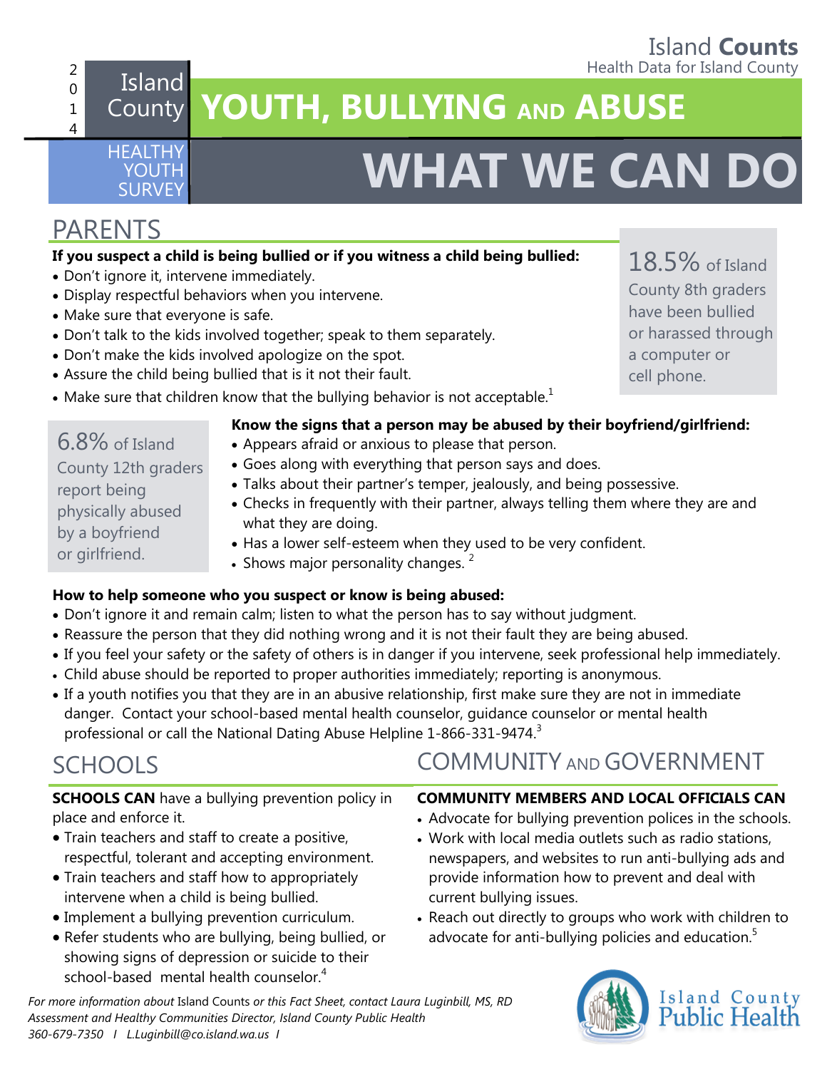Island **Counts**
Health Data for Island County

2014 Island County HEALTHY YOUTH SURVEY

# YOUTH, BULLYING AND ABUSE

# WHAT WE CAN DO

## PARENTS

**If you suspect a child is being bullied or if you witness a child being bullied:**

- Don't ignore it, intervene immediately.
- Display respectful behaviors when you intervene.
- Make sure that everyone is safe.
- Don't talk to the kids involved together; speak to them separately.
- Don't make the kids involved apologize on the spot.
- Assure the child being bullied that is it not their fault.
- Make sure that children know that the bullying behavior is not acceptable.[1]

18.5% of Island County 8th graders have been bullied or harassed through a computer or cell phone.

6.8% of Island County 12th graders report being physically abused by a boyfriend or girlfriend.

**Know the signs that a person may be abused by their boyfriend/girlfriend:**

- Appears afraid or anxious to please that person.
- Goes along with everything that person says and does.
- Talks about their partner's temper, jealously, and being possessive.
- Checks in frequently with their partner, always telling them where they are and what they are doing.
- Has a lower self-esteem when they used to be very confident.
- Shows major personality changes. [2]

**How to help someone who you suspect or know is being abused:**

- Don't ignore it and remain calm; listen to what the person has to say without judgment.
- Reassure the person that they did nothing wrong and it is not their fault they are being abused.
- If you feel your safety or the safety of others is in danger if you intervene, seek professional help immediately.
- Child abuse should be reported to proper authorities immediately; reporting is anonymous.
- If a youth notifies you that they are in an abusive relationship, first make sure they are not in immediate danger. Contact your school-based mental health counselor, guidance counselor or mental health professional or call the National Dating Abuse Helpline 1-866-331-9474.[3]

## SCHOOLS

**SCHOOLS CAN** have a bullying prevention policy in place and enforce it.

- Train teachers and staff to create a positive, respectful, tolerant and accepting environment.
- Train teachers and staff how to appropriately intervene when a child is being bullied.
- Implement a bullying prevention curriculum.
- Refer students who are bullying, being bullied, or showing signs of depression or suicide to their school-based mental health counselor.[4]

## COMMUNITY AND GOVERNMENT

**COMMUNITY MEMBERS AND LOCAL OFFICIALS CAN**

- Advocate for bullying prevention polices in the schools.
- Work with local media outlets such as radio stations, newspapers, and websites to run anti-bullying ads and provide information how to prevent and deal with current bullying issues.
- Reach out directly to groups who work with children to advocate for anti-bullying policies and education.[5]

*For more information about* Island Counts *or this Fact Sheet, contact Laura Luginbill, MS, RD Assessment and Healthy Communities Director, Island County Public Health 360-679-7350 I L.Luginbill@co.island.wa.us I*

Island County Public Health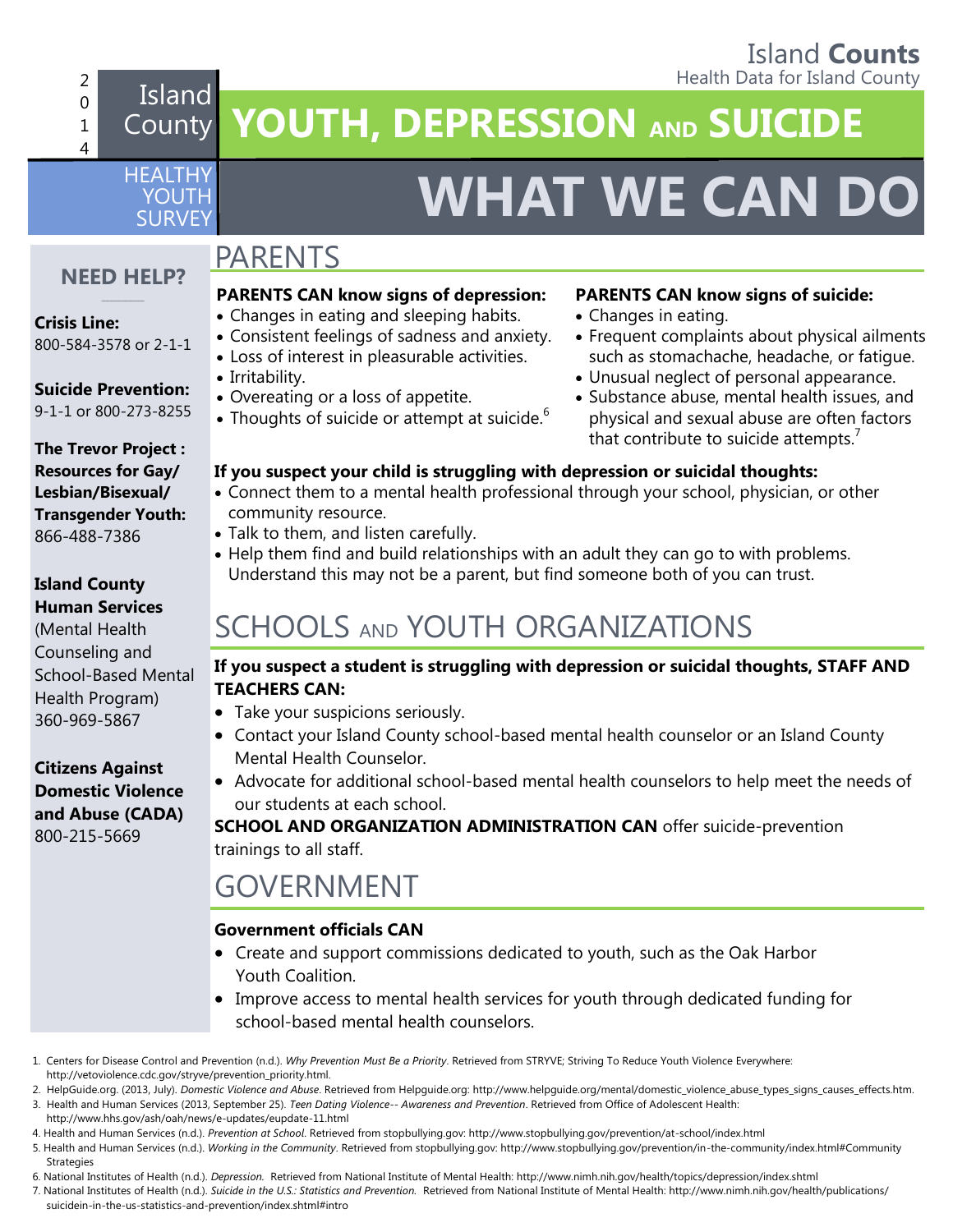Island **Counts**
Health Data for Island County

2014 Island County HEALTHY YOUTH SURVEY

# YOUTH, DEPRESSION AND SUICIDE

# WHAT WE CAN DO

## PARENTS

**PARENTS CAN know signs of depression:**

- Changes in eating and sleeping habits.
- Consistent feelings of sadness and anxiety.
- Loss of interest in pleasurable activities.
- Irritability.
- Overeating or a loss of appetite.
- Thoughts of suicide or attempt at suicide.[6]

**PARENTS CAN know signs of suicide:**

- Changes in eating.
- Frequent complaints about physical ailments such as stomachache, headache, or fatigue.
- Unusual neglect of personal appearance.
- Substance abuse, mental health issues, and physical and sexual abuse are often factors that contribute to suicide attempts.[7]

**If you suspect your child is struggling with depression or suicidal thoughts:**

- Connect them to a mental health professional through your school, physician, or other community resource.
- Talk to them, and listen carefully.
- Help them find and build relationships with an adult they can go to with problems. Understand this may not be a parent, but find someone both of you can trust.

## SCHOOLS AND YOUTH ORGANIZATIONS

**If you suspect a student is struggling with depression or suicidal thoughts, STAFF AND TEACHERS CAN:**

- Take your suspicions seriously.
- Contact your Island County school-based mental health counselor or an Island County Mental Health Counselor.
- Advocate for additional school-based mental health counselors to help meet the needs of our students at each school.

**SCHOOL AND ORGANIZATION ADMINISTRATION CAN** offer suicide-prevention trainings to all staff.

## GOVERNMENT

**Government officials CAN**

- Create and support commissions dedicated to youth, such as the Oak Harbor Youth Coalition.
- Improve access to mental health services for youth through dedicated funding for school-based mental health counselors.

### NEED HELP?

**Crisis Line:**
800-584-3578 or 2-1-1

**Suicide Prevention:**
9-1-1 or 800-273-8255

**The Trevor Project : Resources for Gay/ Lesbian/Bisexual/ Transgender Youth:**
866-488-7386

**Island County Human Services**
(Mental Health Counseling and School-Based Mental Health Program)
360-969-5867

**Citizens Against Domestic Violence and Abuse (CADA)**
800-215-5669

1. Centers for Disease Control and Prevention (n.d.). *Why Prevention Must Be a Priority*. Retrieved from STRYVE; Striving To Reduce Youth Violence Everywhere: http://vetoviolence.cdc.gov/stryve/prevention_priority.html.
2. HelpGuide.org. (2013, July). *Domestic Violence and Abuse*. Retrieved from Helpguide.org: http://www.helpguide.org/mental/domestic_violence_abuse_types_signs_causes_effects.htm.
3. Health and Human Services (2013, September 25). *Teen Dating Violence-- Awareness and Prevention*. Retrieved from Office of Adolescent Health: http://www.hhs.gov/ash/oah/news/e-updates/eupdate-11.html
4. Health and Human Services (n.d.). *Prevention at School*. Retrieved from stopbullying.gov: http://www.stopbullying.gov/prevention/at-school/index.html
5. Health and Human Services (n.d.). *Working in the Community*. Retrieved from stopbullying.gov: http://www.stopbullying.gov/prevention/in-the-community/index.html#Community Strategies
6. National Institutes of Health (n.d.). *Depression.* Retrieved from National Institute of Mental Health: http://www.nimh.nih.gov/health/topics/depression/index.shtml
7. National Institutes of Health (n.d.). *Suicide in the U.S.: Statistics and Prevention.* Retrieved from National Institute of Mental Health: http://www.nimh.nih.gov/health/publications/suicidein-in-the-us-statistics-and-prevention/index.shtml#intro